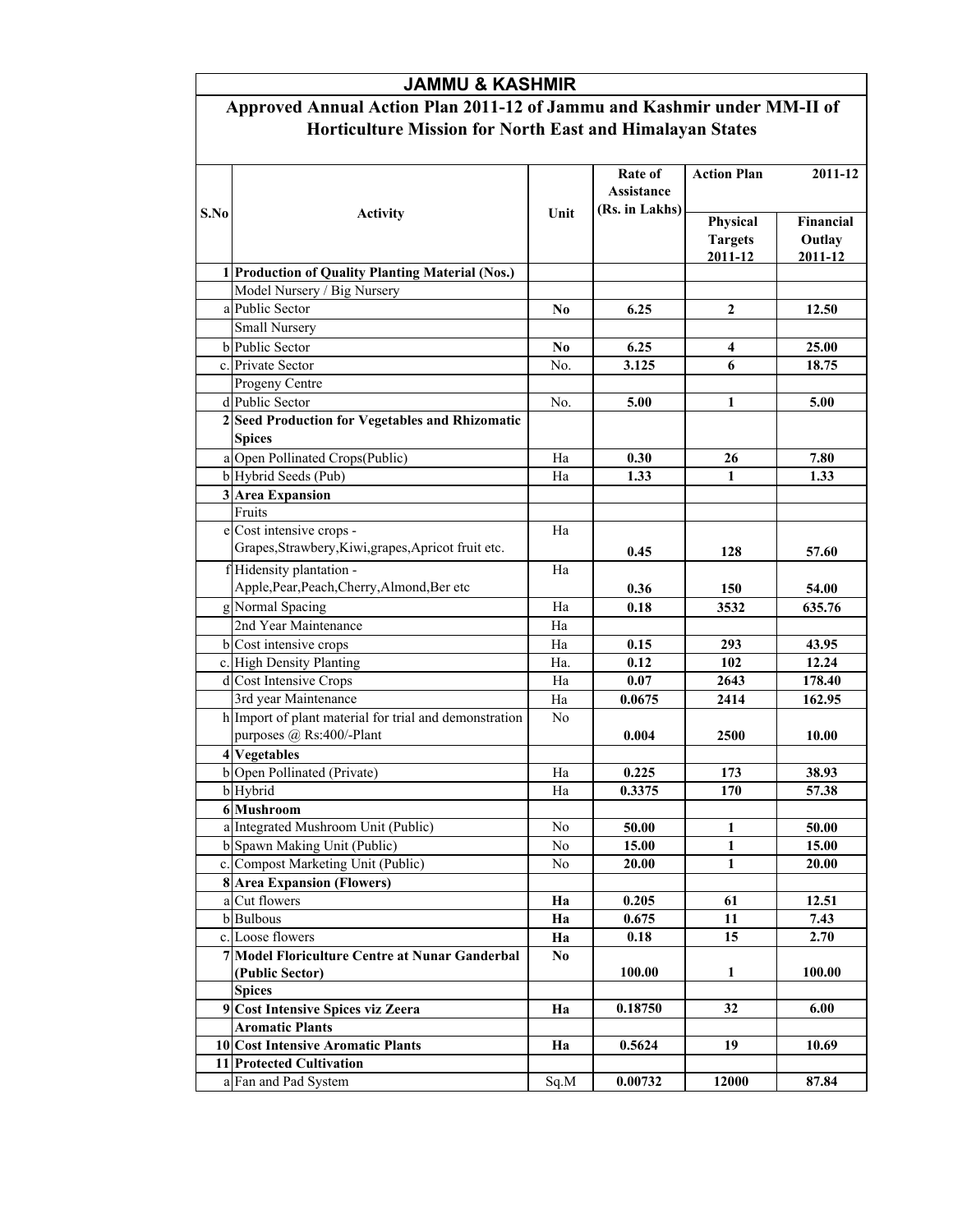# JAMMU & KASHMIR

## Approved Annual Action Plan 2011-12 of Jammu and Kashmir under MM-II of Horticulture Mission for North East and Himalayan States

| S.No | | Activity | Unit | Rate of Assistance (Rs. in Lakhs) | Action Plan 2011-12 | |
|---|---|---|---|---|---|---|
| | | | | | Physical Targets 2011-12 | Financial Outlay 2011-12 |
| 1 | | **Production of Quality Planting Material (Nos.)** | | | | |
| | | Model Nursery / Big Nursery | | | | |
| | a | Public Sector | **No** | **6.25** | **2** | **12.50** |
| | | Small Nursery | | | | |
| | b | Public Sector | **No** | **6.25** | **4** | **25.00** |
| | c. | Private Sector | No. | **3.125** | **6** | **18.75** |
| | | Progeny Centre | | | | |
| | d | Public Sector | No. | **5.00** | **1** | **5.00** |
| 2 | | **Seed Production for Vegetables and Rhizomatic Spices** | | | | |
| | a | Open Pollinated Crops(Public) | Ha | **0.30** | **26** | **7.80** |
| | b | Hybrid Seeds (Pub) | Ha | **1.33** | **1** | **1.33** |
| 3 | | **Area Expansion** | | | | |
| | | Fruits | | | | |
| | e | Cost intensive crops - Grapes,Strawbery,Kiwi,grapes,Apricot fruit etc. | Ha | **0.45** | **128** | **57.60** |
| | f | Hidensity plantation - Apple,Pear,Peach,Cherry,Almond,Ber etc | Ha | **0.36** | **150** | **54.00** |
| | g | Normal Spacing | Ha | **0.18** | **3532** | **635.76** |
| | | 2nd Year Maintenance | Ha | | | |
| | b | Cost intensive crops | Ha | **0.15** | **293** | **43.95** |
| | c. | High Density Planting | Ha. | **0.12** | **102** | **12.24** |
| | d | Cost Intensive Crops | Ha | **0.07** | **2643** | **178.40** |
| | | 3rd year Maintenance | Ha | **0.0675** | **2414** | **162.95** |
| | h | Import of plant material for trial and demonstration purposes @ Rs:400/-Plant | No | **0.004** | **2500** | **10.00** |
| 4 | | **Vegetables** | | | | |
| | b | Open Pollinated (Private) | Ha | **0.225** | **173** | **38.93** |
| | b | Hybrid | Ha | **0.3375** | **170** | **57.38** |
| 6 | | **Mushroom** | | | | |
| | a | Integrated Mushroom Unit (Public) | No | **50.00** | **1** | **50.00** |
| | b | Spawn Making Unit (Public) | No | **15.00** | **1** | **15.00** |
| | c. | Compost Marketing Unit (Public) | No | **20.00** | **1** | **20.00** |
| 8 | | **Area Expansion (Flowers)** | | | | |
| | a | Cut flowers | **Ha** | **0.205** | **61** | **12.51** |
| | b | Bulbous | **Ha** | **0.675** | **11** | **7.43** |
| | c. | Loose flowers | **Ha** | **0.18** | **15** | **2.70** |
| 7 | | **Model Floriculture Centre at Nunar Ganderbal (Public Sector)** | **No** | **100.00** | **1** | **100.00** |
| | | **Spices** | | | | |
| 9 | | **Cost Intensive Spices viz Zeera** | **Ha** | **0.18750** | **32** | **6.00** |
| | | **Aromatic Plants** | | | | |
| 10 | | **Cost Intensive Aromatic Plants** | **Ha** | **0.5624** | **19** | **10.69** |
| 11 | | **Protected Cultivation** | | | | |
| | a | Fan and Pad System | Sq.M | **0.00732** | **12000** | **87.84** |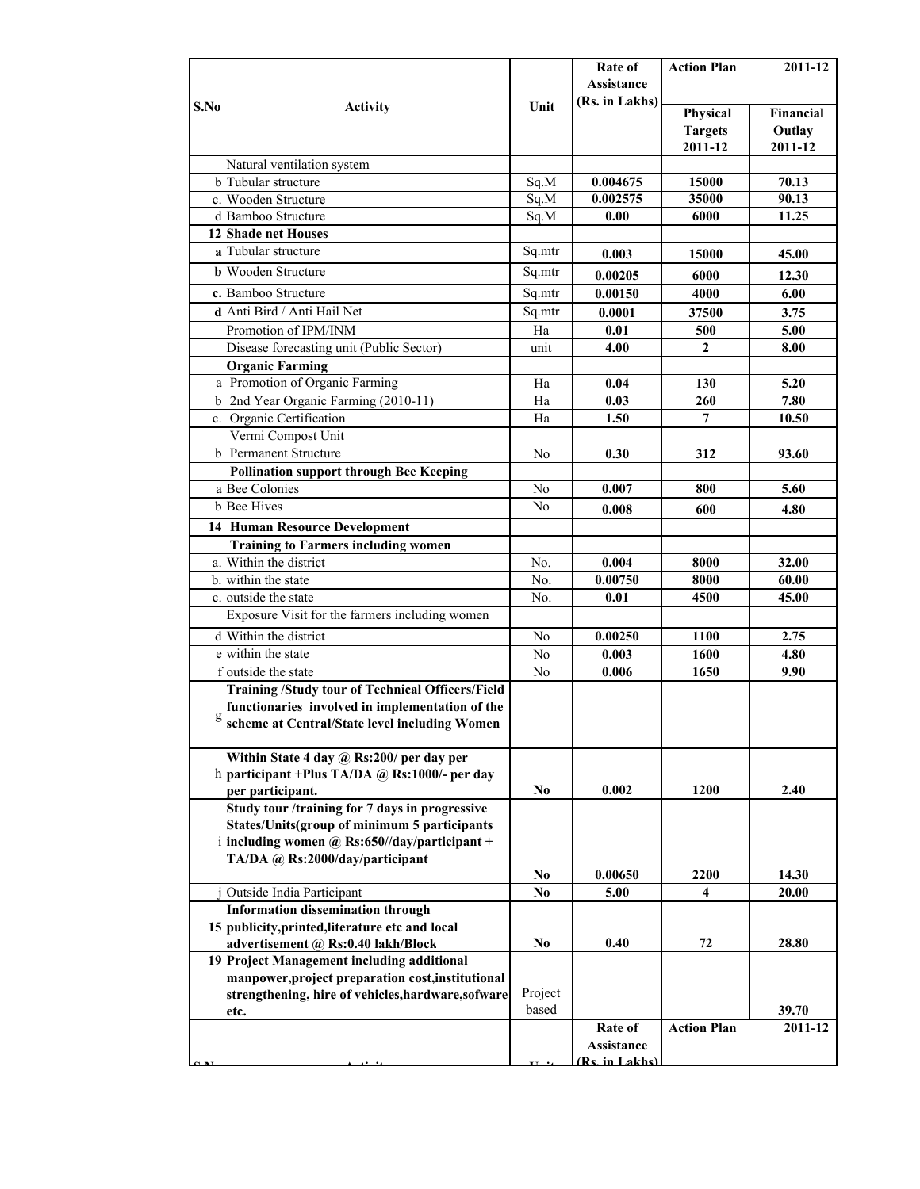| S.No | Activity | Unit | Rate of Assistance (Rs. in Lakhs) | Action Plan 2011-12 | |
|---|---|---|---|---|---|
| | | | | Physical Targets 2011-12 | Financial Outlay 2011-12 |
| | Natural ventilation system | | | | |
| b | Tubular structure | Sq.M | **0.004675** | **15000** | **70.13** |
| c. | Wooden Structure | Sq.M | **0.002575** | **35000** | **90.13** |
| d | Bamboo Structure | Sq.M | **0.00** | **6000** | **11.25** |
| **12** | **Shade net Houses** | | | | |
| **a** | Tubular structure | Sq.mtr | **0.003** | **15000** | **45.00** |
| **b** | Wooden Structure | Sq.mtr | **0.00205** | **6000** | **12.30** |
| **c.** | Bamboo Structure | Sq.mtr | **0.00150** | **4000** | **6.00** |
| **d** | Anti Bird / Anti Hail Net | Sq.mtr | **0.0001** | **37500** | **3.75** |
| | Promotion of IPM/INM | Ha | **0.01** | **500** | **5.00** |
| | Disease forecasting unit (Public Sector) | unit | **4.00** | **2** | **8.00** |
| | **Organic Farming** | | | | |
| a | Promotion of Organic Farming | Ha | **0.04** | **130** | **5.20** |
| b | 2nd Year Organic Farming (2010-11) | Ha | **0.03** | **260** | **7.80** |
| c. | Organic Certification | Ha | **1.50** | **7** | **10.50** |
| | Vermi Compost Unit | | | | |
| b | Permanent Structure | No | **0.30** | **312** | **93.60** |
| | **Pollination support through Bee Keeping** | | | | |
| a | Bee Colonies | No | **0.007** | **800** | **5.60** |
| b | Bee Hives | No | **0.008** | **600** | **4.80** |
| **14** | **Human Resource Development** | | | | |
| | **Training to Farmers including women** | | | | |
| a. | Within the district | No. | **0.004** | **8000** | **32.00** |
| b. | within the state | No. | **0.00750** | **8000** | **60.00** |
| c. | outside the state | No. | **0.01** | **4500** | **45.00** |
| | Exposure Visit for the farmers including women | | | | |
| d | Within the district | No | **0.00250** | **1100** | **2.75** |
| e | within the state | No | **0.003** | **1600** | **4.80** |
| f | outside the state | No | **0.006** | **1650** | **9.90** |
| g | **Training /Study tour of Technical Officers/Field functionaries involved in implementation of the scheme at Central/State level including Women** | | | | |
| h | **Within State 4 day @ Rs:200/ per day per participant +Plus TA/DA @ Rs:1000/- per day per participant.** | **No** | **0.002** | **1200** | **2.40** |
| i | **Study tour /training for 7 days in progressive States/Units(group of minimum 5 participants including women @ Rs:650//day/participant + TA/DA @ Rs:2000/day/participant** | **No** | **0.00650** | **2200** | **14.30** |
| j | Outside India Participant | **No** | **5.00** | **4** | **20.00** |
| **15** | **Information dissemination through publicity,printed,literature etc and local advertisement @ Rs:0.40 lakh/Block** | **No** | **0.40** | **72** | **28.80** |
| **19** | **Project Management including additional manpower,project preparation cost,institutional strengthening, hire of vehicles,hardware,sofware etc.** | Project based | | | **39.70** |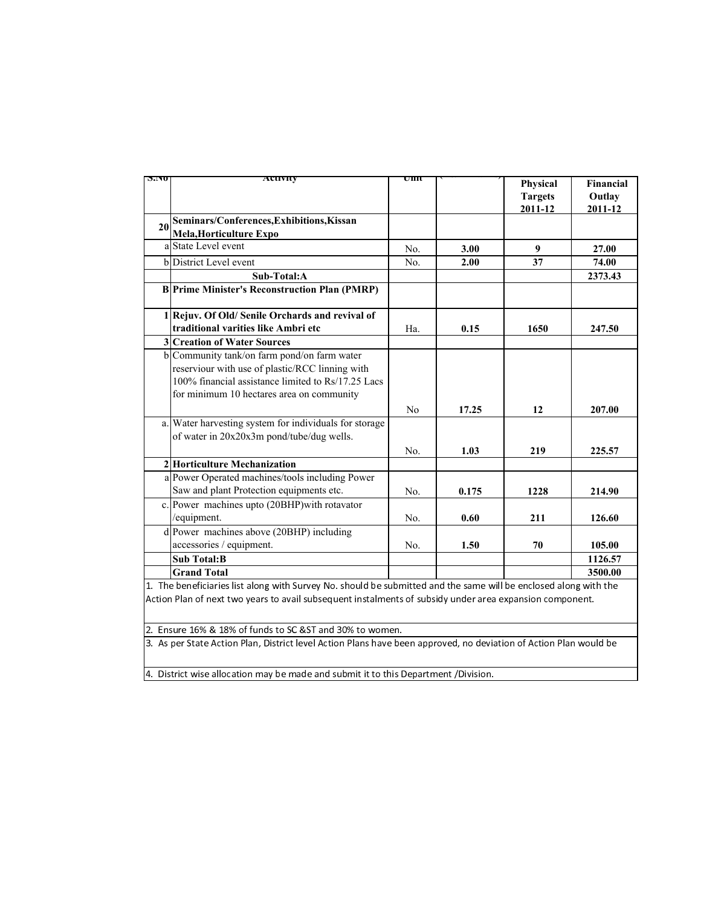| S.No | Activity | Unit | ( ) | Physical Targets 2011-12 | Financial Outlay 2011-12 |
|---|---|---|---|---|---|
| 20 | **Seminars/Conferences,Exhibitions,Kissan Mela,Horticulture Expo** | | | | |
| a | State Level event | No. | **3.00** | **9** | **27.00** |
| b | District Level event | No. | **2.00** | **37** | **74.00** |
| | **Sub-Total:A** | | | | **2373.43** |
| **B** | **Prime Minister's Reconstruction Plan (PMRP)** | | | | |
| **1** | **Rejuv. Of Old/ Senile Orchards and revival of traditional varities like Ambri etc** | Ha. | **0.15** | **1650** | **247.50** |
| **3** | **Creation of Water Sources** | | | | |
| b | Community tank/on farm pond/on farm water reserviour with use of plastic/RCC linning with 100% financial assistance limited to Rs/17.25 Lacs for minimum 10 hectares area on community | No | **17.25** | **12** | **207.00** |
| a. | Water harvesting system for individuals for storage of water in 20x20x3m pond/tube/dug wells. | No. | **1.03** | **219** | **225.57** |
| **2** | **Horticulture Mechanization** | | | | |
| a | Power Operated machines/tools including Power Saw and plant Protection equipments etc. | No. | **0.175** | **1228** | **214.90** |
| c. | Power machines upto (20BHP)with rotavator /equipment. | No. | **0.60** | **211** | **126.60** |
| d | Power machines above (20BHP) including accessories / equipment. | No. | **1.50** | **70** | **105.00** |
| | **Sub Total:B** | | | | **1126.57** |
| | **Grand Total** | | | | **3500.00** |

1. The beneficiaries list along with Survey No. should be submitted and the same will be enclosed along with the Action Plan of next two years to avail subsequent instalments of subsidy under area expansion component.

2. Ensure 16% & 18% of funds to SC &ST and 30% to women.

3. As per State Action Plan, District level Action Plans have been approved, no deviation of Action Plan would be

4. District wise allocation may be made and submit it to this Department /Division.